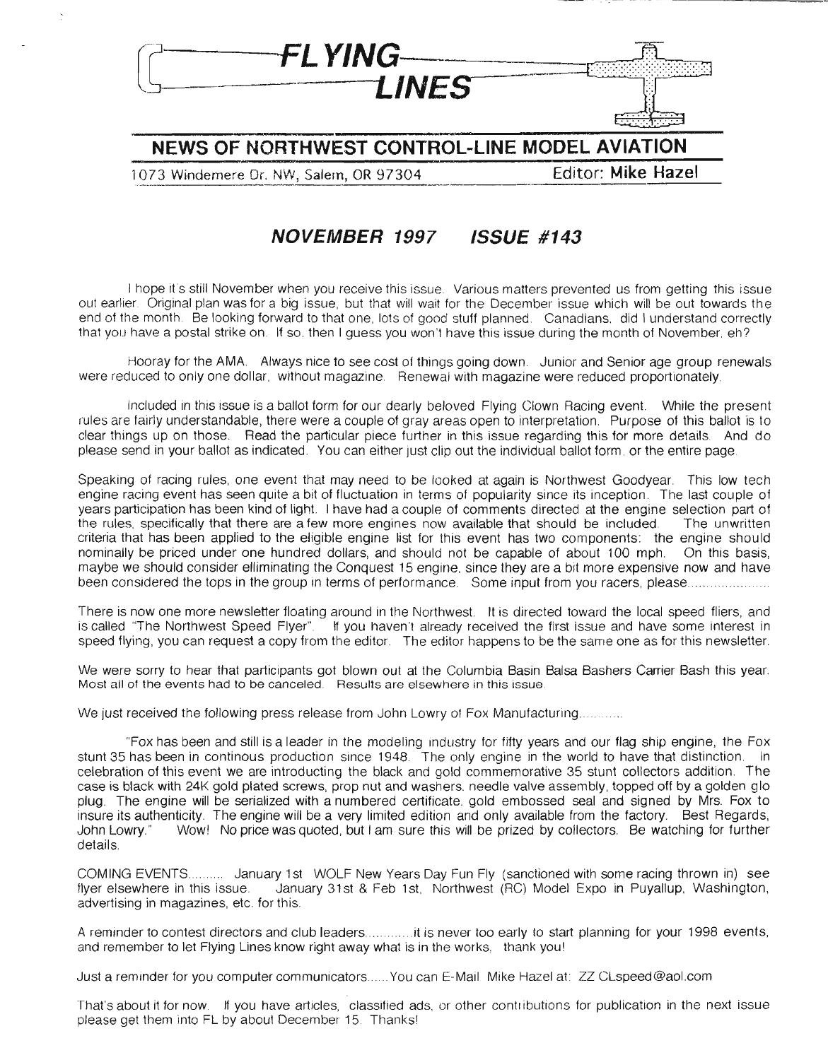# FLYING LINES

## NEWS OF NORTHWEST CONTROL-LINE MODEL AVIATION

1073 Windemere Dr. NW, Salem, OR 97304 — Editor: **Mike Hazel**

### *NOVEMBER 1997 ISSUE #143*

I hope it's still November when you receive this issue. Various matters prevented us from getting this issue out earlier. Original plan was for a big issue, but that will wait for the December issue which will be out towards the end of the month. Be looking forward to that one, lots of good stuff planned. Canadians, did I understand correctly that you have a postal strike on. If so, then I guess you won't have this issue during the month of November, eh?

Hooray for the AMA. Always nice to see cost of things going down. Junior and Senior age group renewals were reduced to only one dollar, without magazine. Renewal with magazine were reduced proportionately.

Included in this issue is a ballot form for our dearly beloved Flying Clown Racing event. While the present rules are fairly understandable, there were a couple of gray areas open to interpretation. Purpose of this ballot is to clear things up on those. Read the particular piece further in this issue regarding this for more details. And do please send in your ballot as indicated. You can either just clip out the individual ballot form, or the entire page.

Speaking of racing rules, one event that may need to be looked at again is Northwest Goodyear. This low tech engine racing event has seen quite a bit of fluctuation in terms of popularity since its inception. The last couple of years participation has been kind of light. I have had a couple of comments directed at the engine selection part of the rules, specifically that there are a few more engines now available that should be included. The unwritten criteria that has been applied to the eligible engine list for this event has two components: the engine should nominally be priced under one hundred dollars, and should not be capable of about 100 mph. On this basis, maybe we should consider elliminating the Conquest 15 engine, since they are a bit more expensive now and have been considered the tops in the group in terms of performance. Some input from you racers, please......................

There is now one more newsletter floating around in the Northwest. It is directed toward the local speed fliers, and is called "The Northwest Speed Flyer". If you haven't already received the first issue and have some interest in speed flying, you can request a copy from the editor. The editor happens to be the same one as for this newsletter.

We were sorry to hear that participants got blown out at the Columbia Basin Balsa Bashers Carrier Bash this year. Most all of the events had to be canceled. Results are elsewhere in this issue.

We just received the following press release from John Lowry of Fox Manufacturing............

"Fox has been and still is a leader in the modeling industry for fifty years and our flag ship engine, the Fox stunt 35 has been in continous production since 1948. The only engine in the world to have that distinction. In celebration of this event we are introducting the black and gold commemorative 35 stunt collectors addition. The case is black with 24K gold plated screws, prop nut and washers, needle valve assembly, topped off by a golden glo plug. The engine will be serialized with a numbered certificate, gold embossed seal and signed by Mrs. Fox to insure its authenticity. The engine will be a very limited edition and only available from the factory. Best Regards, John Lowry." Wow! No price was quoted, but I am sure this will be prized by collectors. Be watching for further details.

COMING EVENTS.......... January 1st WOLF New Years Day Fun Fly (sanctioned with some racing thrown in) see flyer elsewhere in this issue. January 31st & Feb 1st, Northwest (RC) Model Expo in Puyallup, Washington, advertising in magazines, etc. for this.

A reminder to contest directors and club leaders............it is never too early to start planning for your 1998 events, and remember to let Flying Lines know right away what is in the works, thank you!

Just a reminder for you computer communicators......You can E-Mail Mike Hazel at: ZZ CLspeed@aol.com

That's about it for now. If you have articles, classified ads, or other contributions for publication in the next issue please get them into FL by about December 15. Thanks!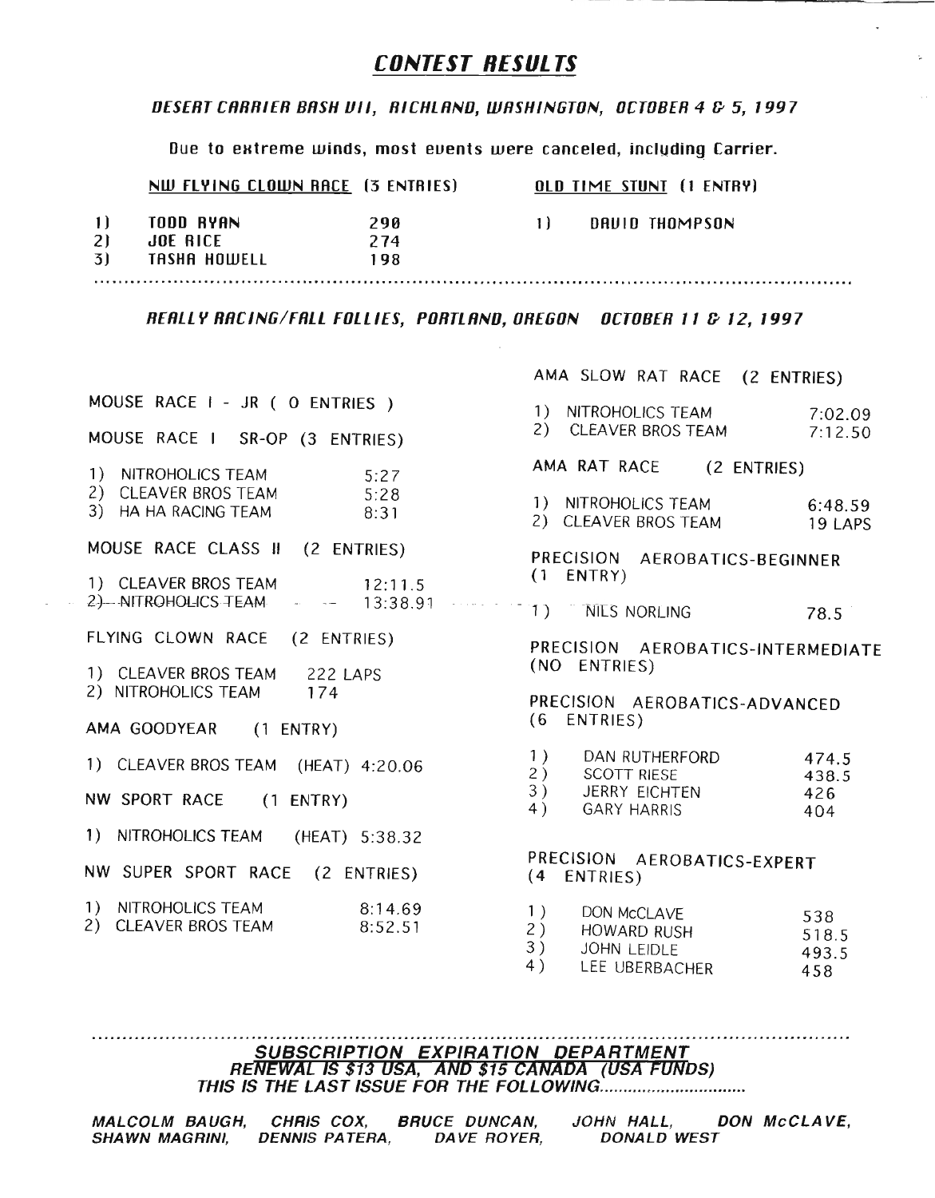# CONTEST RESULTS

## *DESERT CARRIER BASH VII, RICHLAND, WASHINGTON, OCTOBER 4 & 5, 1997*

Due to extreme winds, most events were canceled, including Carrier.

**NW FLYING CLOWN RACE (3 ENTRIES)**

1) TODD RYAN 290
2) JOE RICE 274
3) TASHA HOWELL 198

**OLD TIME STUNT (1 ENTRY)**

1) DAVID THOMPSON

---

## *REALLY RACING/FALL FOLLIES, PORTLAND, OREGON OCTOBER 11 & 12, 1997*

MOUSE RACE I - JR ( 0 ENTRIES )

MOUSE RACE I SR-OP (3 ENTRIES)

1) NITROHOLICS TEAM 5:27
2) CLEAVER BROS TEAM 5:28
3) HA HA RACING TEAM 8:31

MOUSE RACE CLASS II (2 ENTRIES)

1) CLEAVER BROS TEAM 12:11.5
2) NITROHOLICS TEAM 13:38.91

FLYING CLOWN RACE (2 ENTRIES)

1) CLEAVER BROS TEAM 222 LAPS
2) NITROHOLICS TEAM 174

AMA GOODYEAR (1 ENTRY)

1) CLEAVER BROS TEAM (HEAT) 4:20.06

NW SPORT RACE (1 ENTRY)

1) NITROHOLICS TEAM (HEAT) 5:38.32

NW SUPER SPORT RACE (2 ENTRIES)

1) NITROHOLICS TEAM 8:14.69
2) CLEAVER BROS TEAM 8:52.51

AMA SLOW RAT RACE (2 ENTRIES)

1) NITROHOLICS TEAM 7:02.09
2) CLEAVER BROS TEAM 7:12.50

AMA RAT RACE (2 ENTRIES)

1) NITROHOLICS TEAM 6:48.59
2) CLEAVER BROS TEAM 19 LAPS

PRECISION AEROBATICS-BEGINNER (1 ENTRY)

1) NILS NORLING 78.5

PRECISION AEROBATICS-INTERMEDIATE (NO ENTRIES)

PRECISION AEROBATICS-ADVANCED (6 ENTRIES)

1) DAN RUTHERFORD 474.5
2) SCOTT RIESE 438.5
3) JERRY EICHTEN 426
4) GARY HARRIS 404

PRECISION AEROBATICS-EXPERT (4 ENTRIES)

1) DON McCLAVE 538
2) HOWARD RUSH 518.5
3) JOHN LEIDLE 493.5
4) LEE UBERBACHER 458

---

## SUBSCRIPTION EXPIRATION DEPARTMENT

***RENEWAL IS $13 USA, AND $15 CANADA (USA FUNDS)***

***THIS IS THE LAST ISSUE FOR THE FOLLOWING..............................***

***MALCOLM BAUGH, CHRIS COX, BRUCE DUNCAN, JOHN HALL, DON McCLAVE, SHAWN MAGRINI, DENNIS PATERA, DAVE ROYER, DONALD WEST***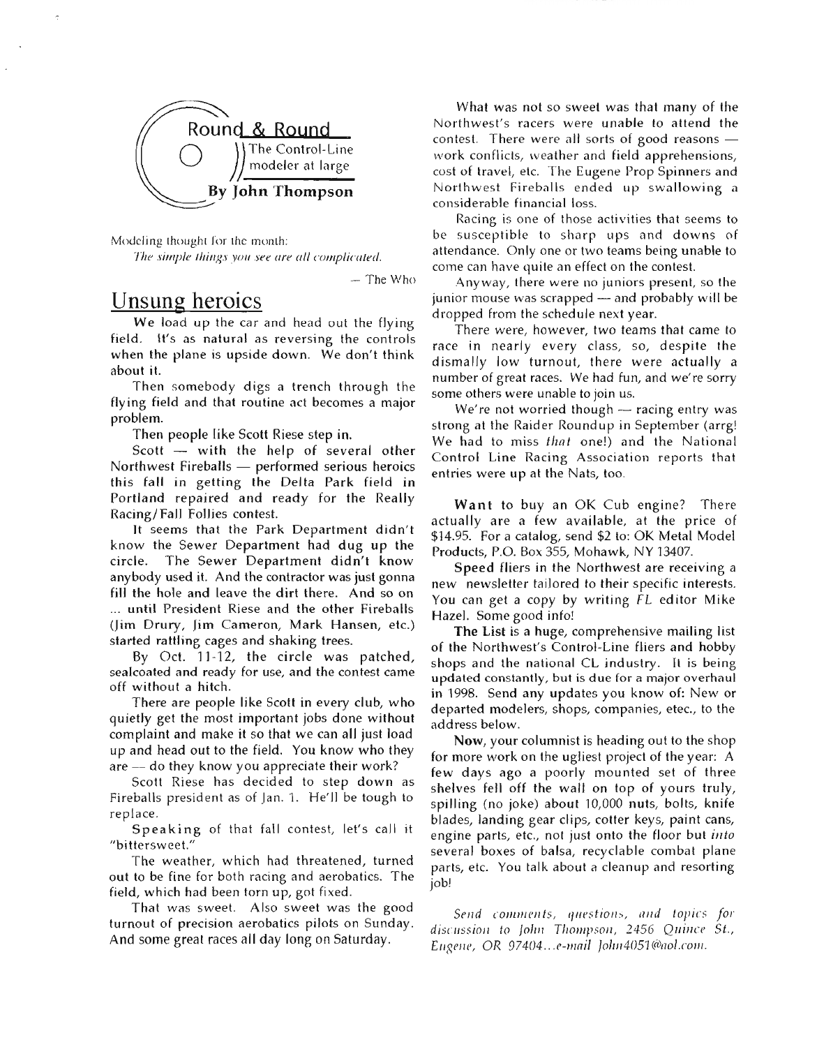## Round & Round

The Control-Line modeler at large

**By John Thompson**

Modeling thought for the month:

*The simple things you see are all complicated.*

— The Who

## Unsung heroics

**We** load up the car and head out the flying field. It's as natural as reversing the controls when the plane is upside down. We don't think about it.

Then somebody digs a trench through the flying field and that routine act becomes a major problem.

Then people like Scott Riese step in.

Scott — with the help of several other Northwest Fireballs — performed serious heroics this fall in getting the Delta Park field in Portland repaired and ready for the Really Racing/Fall Follies contest.

It seems that the Park Department didn't know the Sewer Department had dug up the circle. The Sewer Department didn't know anybody used it. And the contractor was just gonna fill the hole and leave the dirt there. And so on ... until President Riese and the other Fireballs (Jim Drury, Jim Cameron, Mark Hansen, etc.) started rattling cages and shaking trees.

By Oct. 11-12, the circle was patched, sealcoated and ready for use, and the contest came off without a hitch.

There are people like Scott in every club, who quietly get the most important jobs done without complaint and make it so that we can all just load up and head out to the field. You know who they are — do they know you appreciate their work?

Scott Riese has decided to step down as Fireballs president as of Jan. 1. He'll be tough to replace.

**Speaking** of that fall contest, let's call it "bittersweet."

The weather, which had threatened, turned out to be fine for both racing and aerobatics. The field, which had been torn up, got fixed.

That was sweet. Also sweet was the good turnout of precision aerobatics pilots on Sunday. And some great races all day long on Saturday.

What was not so sweet was that many of the Northwest's racers were unable to attend the contest. There were all sorts of good reasons — work conflicts, weather and field apprehensions, cost of travel, etc. The Eugene Prop Spinners and Northwest Fireballs ended up swallowing a considerable financial loss.

Racing is one of those activities that seems to be susceptible to sharp ups and downs of attendance. Only one or two teams being unable to come can have quite an effect on the contest.

Anyway, there were no juniors present, so the junior mouse was scrapped — and probably will be dropped from the schedule next year.

There were, however, two teams that came to race in nearly every class, so, despite the dismally low turnout, there were actually a number of great races. We had fun, and we're sorry some others were unable to join us.

We're not worried though — racing entry was strong at the Raider Roundup in September (arrg! We had to miss *that* one!) and the National Control Line Racing Association reports that entries were up at the Nats, too.

**Want** to buy an OK Cub engine? There actually are a few available, at the price of $14.95. For a catalog, send $2 to: OK Metal Model Products, P.O. Box 355, Mohawk, NY 13407.

**Speed** fliers in the Northwest are receiving a new newsletter tailored to their specific interests. You can get a copy by writing *FL* editor Mike Hazel. Some good info!

**The List** is a huge, comprehensive mailing list of the Northwest's Control-Line fliers and hobby shops and the national CL industry. It is being updated constantly, but is due for a major overhaul in 1998. Send any updates you know of: New or departed modelers, shops, companies, etc., to the address below.

**Now**, your columnist is heading out to the shop for more work on the ugliest project of the year: A few days ago a poorly mounted set of three shelves fell off the wall on top of yours truly, spilling (no joke) about 10,000 nuts, bolts, knife blades, landing gear clips, cotter keys, paint cans, engine parts, etc., not just onto the floor but *into* several boxes of balsa, recyclable combat plane parts, etc. You talk about a cleanup and resorting job!

*Send comments, questions, and topics for discussion to John Thompson, 2456 Quince St., Eugene, OR 97404...e-mail John4051@aol.com.*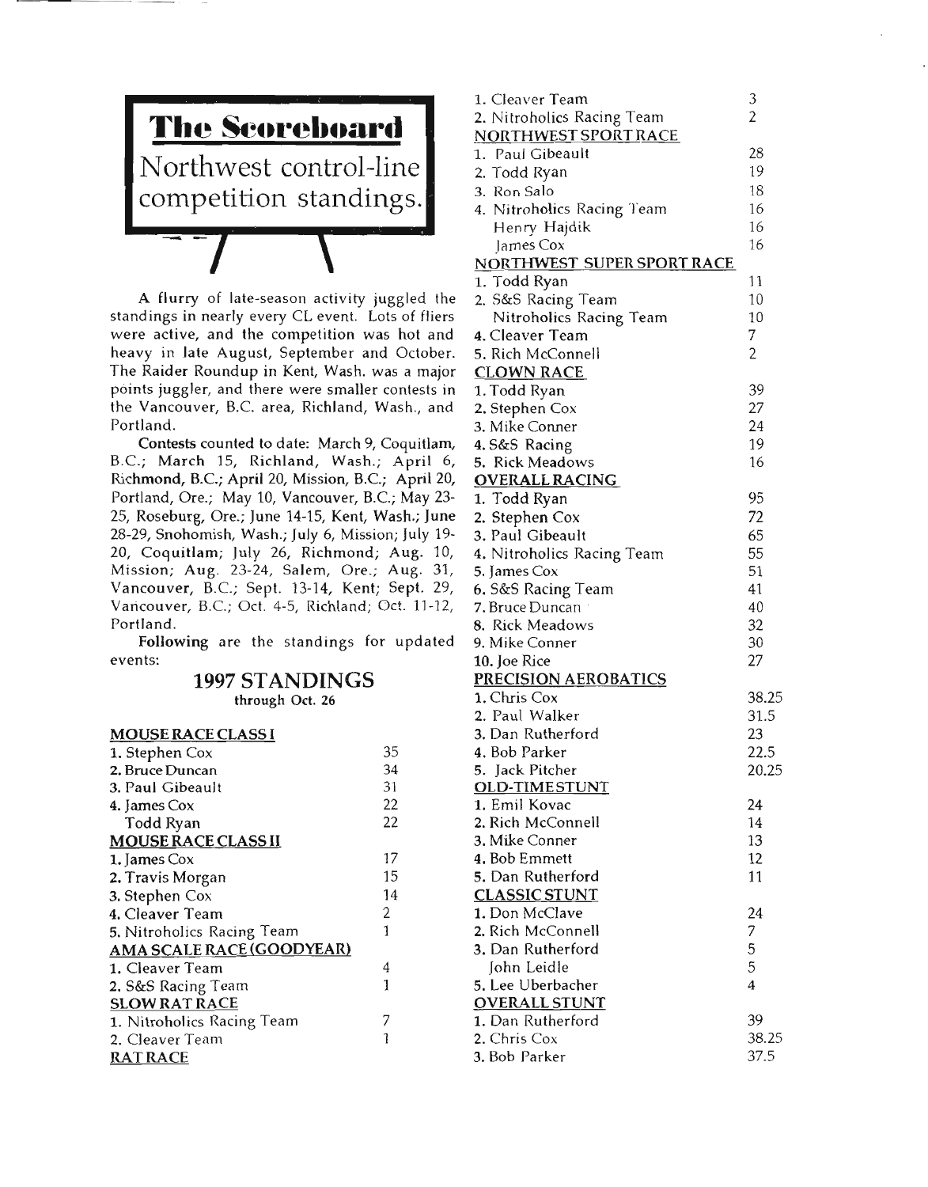# The Scoreboard

Northwest control-line competition standings.

A flurry of late-season activity juggled the standings in nearly every CL event. Lots of fliers were active, and the competition was hot and heavy in late August, September and October. The Raider Roundup in Kent, Wash. was a major points juggler, and there were smaller contests in the Vancouver, B.C. area, Richland, Wash., and Portland.

Contests counted to date: March 9, Coquitlam, B.C.; March 15, Richland, Wash.; April 6, Richmond, B.C.; April 20, Mission, B.C.; April 20, Portland, Ore.; May 10, Vancouver, B.C.; May 23-25, Roseburg, Ore.; June 14-15, Kent, Wash.; June 28-29, Snohomish, Wash.; July 6, Mission; July 19-20, Coquitlam; July 26, Richmond; Aug. 10, Mission; Aug. 23-24, Salem, Ore.; Aug. 31, Vancouver, B.C.; Sept. 13-14, Kent; Sept. 29, Vancouver, B.C.; Oct. 4-5, Richland; Oct. 11-12, Portland.

Following are the standings for updated events:

## 1997 STANDINGS

through Oct. 26

**MOUSE RACE CLASS I**

| | |
|---|---|
| 1. Stephen Cox | 35 |
| 2. Bruce Duncan | 34 |
| 3. Paul Gibeault | 31 |
| 4. James Cox | 22 |
| Todd Ryan | 22 |

**MOUSE RACE CLASS II**

| | |
|---|---|
| 1. James Cox | 17 |
| 2. Travis Morgan | 15 |
| 3. Stephen Cox | 14 |
| 4. Cleaver Team | 2 |
| 5. Nitroholics Racing Team | 1 |

**AMA SCALE RACE (GOODYEAR)**

| | |
|---|---|
| 1. Cleaver Team | 4 |
| 2. S&S Racing Team | 1 |

**SLOW RAT RACE**

| | |
|---|---|
| 1. Nitroholics Racing Team | 7 |
| 2. Cleaver Team | 1 |

**RAT RACE**

| | |
|---|---|
| 1. Cleaver Team | 3 |
| 2. Nitroholics Racing Team | 2 |

**NORTHWEST SPORT RACE**

| | |
|---|---|
| 1. Paul Gibeault | 28 |
| 2. Todd Ryan | 19 |
| 3. Ron Salo | 18 |
| 4. Nitroholics Racing Team | 16 |
| Henry Hajdik | 16 |
| James Cox | 16 |

**NORTHWEST SUPER SPORT RACE**

| | |
|---|---|
| 1. Todd Ryan | 11 |
| 2. S&S Racing Team | 10 |
| Nitroholics Racing Team | 10 |
| 4. Cleaver Team | 7 |
| 5. Rich McConnell | 2 |

**CLOWN RACE**

| | |
|---|---|
| 1. Todd Ryan | 39 |
| 2. Stephen Cox | 27 |
| 3. Mike Conner | 24 |
| 4. S&S Racing | 19 |
| 5. Rick Meadows | 16 |

**OVERALL RACING**

| | |
|---|---|
| 1. Todd Ryan | 95 |
| 2. Stephen Cox | 72 |
| 3. Paul Gibeault | 65 |
| 4. Nitroholics Racing Team | 55 |
| 5. James Cox | 51 |
| 6. S&S Racing Team | 41 |
| 7. Bruce Duncan | 40 |
| 8. Rick Meadows | 32 |
| 9. Mike Conner | 30 |
| 10. Joe Rice | 27 |

**PRECISION AEROBATICS**

| | |
|---|---|
| 1. Chris Cox | 38.25 |
| 2. Paul Walker | 31.5 |
| 3. Dan Rutherford | 23 |
| 4. Bob Parker | 22.5 |
| 5. Jack Pitcher | 20.25 |

**OLD-TIME STUNT**

| | |
|---|---|
| 1. Emil Kovac | 24 |
| 2. Rich McConnell | 14 |
| 3. Mike Conner | 13 |
| 4. Bob Emmett | 12 |
| 5. Dan Rutherford | 11 |

**CLASSIC STUNT**

| | |
|---|---|
| 1. Don McClave | 24 |
| 2. Rich McConnell | 7 |
| 3. Dan Rutherford | 5 |
| John Leidle | 5 |
| 5. Lee Uberbacher | 4 |

**OVERALL STUNT**

| | |
|---|---|
| 1. Dan Rutherford | 39 |
| 2. Chris Cox | 38.25 |
| 3. Bob Parker | 37.5 |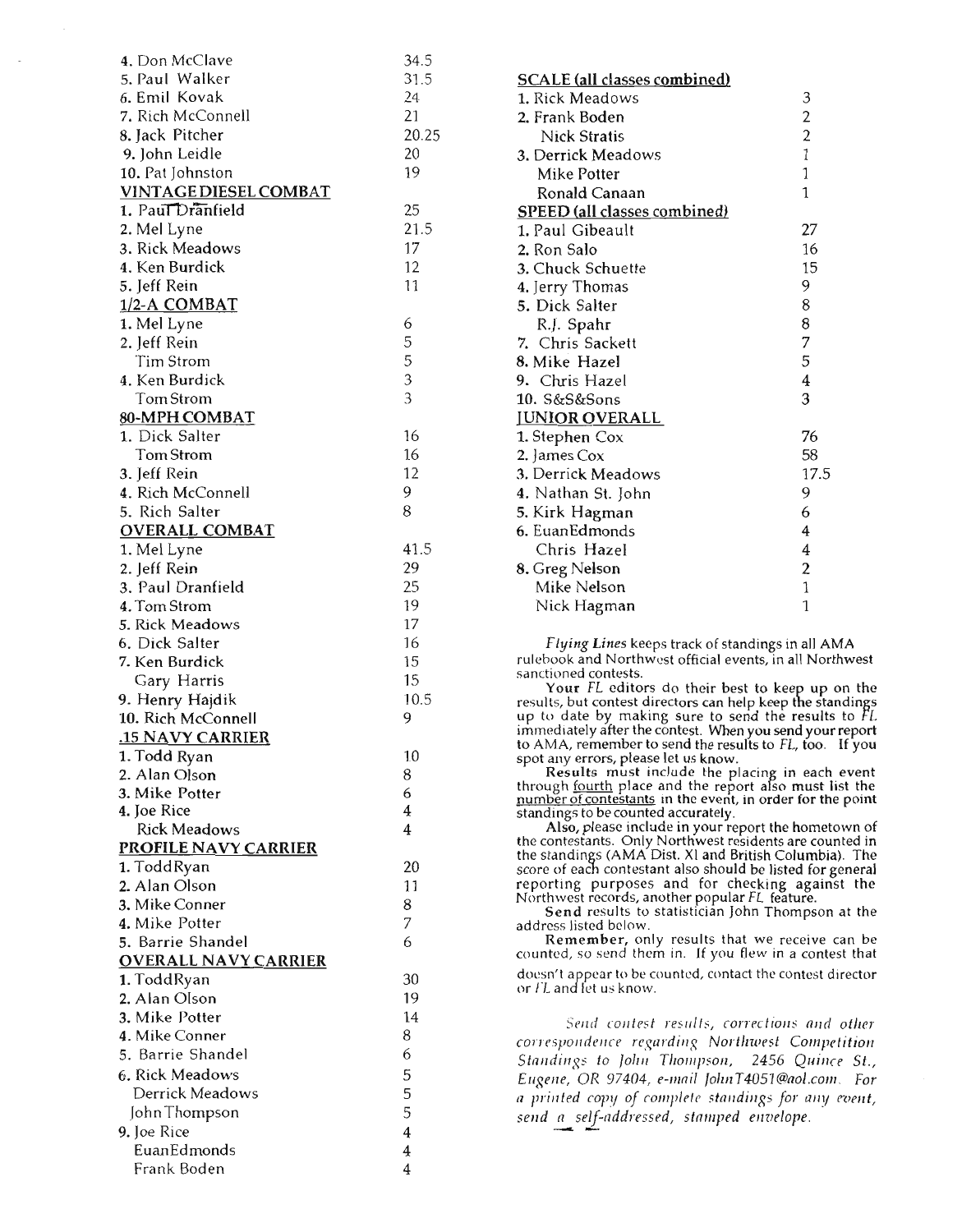| | |
|---|---|
| 4. Don McClave | 34.5 |
| 5. Paul Walker | 31.5 |
| 6. Emil Kovak | 24 |
| 7. Rich McConnell | 21 |
| 8. Jack Pitcher | 20.25 |
| 9. John Leidle | 20 |
| 10. Pat Johnston | 19 |

**VINTAGE DIESEL COMBAT**

| | |
|---|---|
| 1. Paul Dranfield | 25 |
| 2. Mel Lyne | 21.5 |
| 3. Rick Meadows | 17 |
| 4. Ken Burdick | 12 |
| 5. Jeff Rein | 11 |

**1/2-A COMBAT**

| | |
|---|---|
| 1. Mel Lyne | 6 |
| 2. Jeff Rein | 5 |
| Tim Strom | 5 |
| 4. Ken Burdick | 3 |
| Tom Strom | 3 |

**80-MPH COMBAT**

| | |
|---|---|
| 1. Dick Salter | 16 |
| Tom Strom | 16 |
| 3. Jeff Rein | 12 |
| 4. Rich McConnell | 9 |
| 5. Rich Salter | 8 |

**OVERALL COMBAT**

| | |
|---|---|
| 1. Mel Lyne | 41.5 |
| 2. Jeff Rein | 29 |
| 3. Paul Dranfield | 25 |
| 4. Tom Strom | 19 |
| 5. Rick Meadows | 17 |
| 6. Dick Salter | 16 |
| 7. Ken Burdick | 15 |
| Gary Harris | 15 |
| 9. Henry Hajdik | 10.5 |
| 10. Rich McConnell | 9 |

**.15 NAVY CARRIER**

| | |
|---|---|
| 1. Todd Ryan | 10 |
| 2. Alan Olson | 8 |
| 3. Mike Potter | 6 |
| 4. Joe Rice | 4 |
| Rick Meadows | 4 |

**PROFILE NAVY CARRIER**

| | |
|---|---|
| 1. Todd Ryan | 20 |
| 2. Alan Olson | 11 |
| 3. Mike Conner | 8 |
| 4. Mike Potter | 7 |
| 5. Barrie Shandel | 6 |

**OVERALL NAVY CARRIER**

| | |
|---|---|
| 1. Todd Ryan | 30 |
| 2. Alan Olson | 19 |
| 3. Mike Potter | 14 |
| 4. Mike Conner | 8 |
| 5. Barrie Shandel | 6 |
| 6. Rick Meadows | 5 |
| Derrick Meadows | 5 |
| John Thompson | 5 |
| 9. Joe Rice | 4 |
| Euan Edmonds | 4 |
| Frank Boden | 4 |

**SCALE (all classes combined)**

| | |
|---|---|
| 1. Rick Meadows | 3 |
| 2. Frank Boden | 2 |
| Nick Stratis | 2 |
| 3. Derrick Meadows | 1 |
| Mike Potter | 1 |
| Ronald Canaan | 1 |

**SPEED (all classes combined)**

| | |
|---|---|
| 1. Paul Gibeault | 27 |
| 2. Ron Salo | 16 |
| 3. Chuck Schuette | 15 |
| 4. Jerry Thomas | 9 |
| 5. Dick Salter | 8 |
| R.J. Spahr | 8 |
| 7. Chris Sackett | 7 |
| 8. Mike Hazel | 5 |
| 9. Chris Hazel | 4 |
| 10. S&S&S&Sons | 3 |

**JUNIOR OVERALL**

| | |
|---|---|
| 1. Stephen Cox | 76 |
| 2. James Cox | 58 |
| 3. Derrick Meadows | 17.5 |
| 4. Nathan St. John | 9 |
| 5. Kirk Hagman | 6 |
| 6. Euan Edmonds | 4 |
| Chris Hazel | 4 |
| 8. Greg Nelson | 2 |
| Mike Nelson | 1 |
| Nick Hagman | 1 |

*Flying Lines* keeps track of standings in all AMA rulebook and Northwest official events, in all Northwest sanctioned contests.

**Your** *FL* editors do their best to keep up on the results, but contest directors can help keep the standings up to date by making sure to send the results to *FL* immediately after the contest. When you send your report to AMA, remember to send the results to *FL*, too. If you spot any errors, please let us know.

**Results** must include the placing in each event through fourth place and the report also must list the number of contestants in the event, in order for the point standings to be counted accurately.

**Also,** please include in your report the hometown of the contestants. Only Northwest residents are counted in the standings (AMA Dist. XI and British Columbia). The score of each contestant also should be listed for general reporting purposes and for checking against the Northwest records, another popular *FL* feature.

**Send** results to statistician John Thompson at the address listed below.

**Remember,** only results that we receive can be counted, so send them in. If you flew in a contest that doesn't appear to be counted, contact the contest director or *FL* and let us know.

*Send contest results, corrections and other correspondence regarding Northwest Competition Standings to John Thompson, 2456 Quince St., Eugene, OR 97404, e-mail JohnT4051@aol.com. For a printed copy of complete standings for any event, send a self-addressed, stamped envelope.*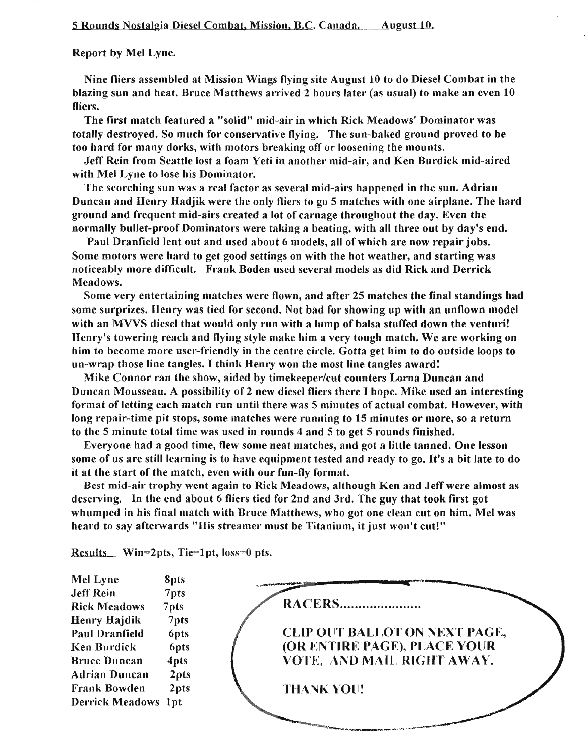## 5 Rounds Nostalgia Diesel Combat, Mission, B.C. Canada. August 10.

**Report by Mel Lyne.**

**Nine fliers assembled at Mission Wings flying site August 10 to do Diesel Combat in the blazing sun and heat. Bruce Matthews arrived 2 hours later (as usual) to make an even 10 fliers.**

**The first match featured a "solid" mid-air in which Rick Meadows' Dominator was totally destroyed. So much for conservative flying. The sun-baked ground proved to be too hard for many dorks, with motors breaking off or loosening the mounts.**

**Jeff Rein from Seattle lost a foam Yeti in another mid-air, and Ken Burdick mid-aired with Mel Lyne to lose his Dominator.**

**The scorching sun was a real factor as several mid-airs happened in the sun. Adrian Duncan and Henry Hadjik were the only fliers to go 5 matches with one airplane. The hard ground and frequent mid-airs created a lot of carnage throughout the day. Even the normally bullet-proof Dominators were taking a beating, with all three out by day's end.**

**Paul Dranfield lent out and used about 6 models, all of which are now repair jobs. Some motors were hard to get good settings on with the hot weather, and starting was noticeably more difficult. Frank Boden used several models as did Rick and Derrick Meadows.**

**Some very entertaining matches were flown, and after 25 matches the final standings had some surprizes. Henry was tied for second. Not bad for showing up with an unflown model with an MVVS diesel that would only run with a lump of balsa stuffed down the venturi! Henry's towering reach and flying style make him a very tough match. We are working on him to become more user-friendly in the centre circle. Gotta get him to do outside loops to un-wrap those line tangles. I think Henry won the most line tangles award!**

**Mike Connor ran the show, aided by timekeeper/cut counters Lorna Duncan and Duncan Mousseau. A possibility of 2 new diesel fliers there I hope. Mike used an interesting format of letting each match run until there was 5 minutes of actual combat. However, with long repair-time pit stops, some matches were running to 15 minutes or more, so a return to the 5 minute total time was used in rounds 4 and 5 to get 5 rounds finished.**

**Everyone had a good time, flew some neat matches, and got a little tanned. One lesson some of us are still learning is to have equipment tested and ready to go. It's a bit late to do it at the start of the match, even with our fun-fly format.**

**Best mid-air trophy went again to Rick Meadows, although Ken and Jeff were almost as deserving. In the end about 6 fliers tied for 2nd and 3rd. The guy that took first got whumped in his final match with Bruce Matthews, who got one clean cut on him. Mel was heard to say afterwards "His streamer must be Titanium, it just won't cut!"**

**Results** Win=2pts, Tie=1pt, loss=0 pts.

| Name | Points |
|---|---|
| Mel Lyne | 8pts |
| Jeff Rein | 7pts |
| Rick Meadows | 7pts |
| Henry Hajdik | 7pts |
| Paul Dranfield | 6pts |
| Ken Burdick | 6pts |
| Bruce Duncan | 4pts |
| Adrian Duncan | 2pts |
| Frank Bowden | 2pts |
| Derrick Meadows | 1pt |

**RACERS.....................**

**CLIP OUT BALLOT ON NEXT PAGE, (OR ENTIRE PAGE), PLACE YOUR VOTE, AND MAIL RIGHT AWAY.**

**THANK YOU!**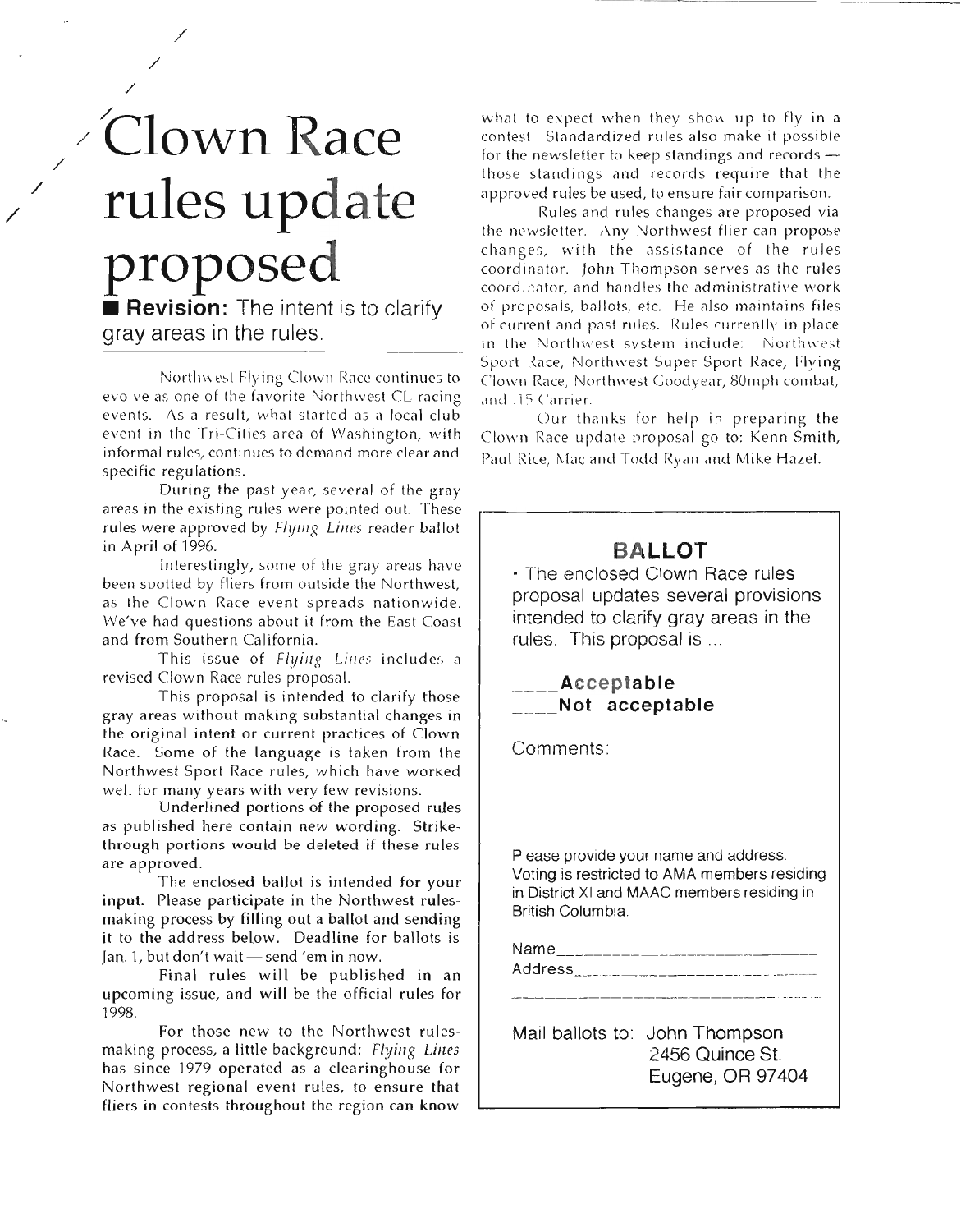# Clown Race rules update proposed

■ **Revision:** The intent is to clarify gray areas in the rules.

Northwest Flying Clown Race continues to evolve as one of the favorite Northwest CL racing events. As a result, what started as a local club event in the Tri-Cities area of Washington, with informal rules, continues to demand more clear and specific regulations.

During the past year, several of the gray areas in the existing rules were pointed out. These rules were approved by *Flying Lines* reader ballot in April of 1996.

Interestingly, some of the gray areas have been spotted by fliers from outside the Northwest, as the Clown Race event spreads nationwide. We've had questions about it from the East Coast and from Southern California.

This issue of *Flying Lines* includes a revised Clown Race rules proposal.

This proposal is intended to clarify those gray areas without making substantial changes in the original intent or current practices of Clown Race. Some of the language is taken from the Northwest Sport Race rules, which have worked well for many years with very few revisions.

Underlined portions of the proposed rules as published here contain new wording. Strikethrough portions would be deleted if these rules are approved.

The enclosed ballot is intended for your input. Please participate in the Northwest rules-making process by filling out a ballot and sending it to the address below. Deadline for ballots is Jan. 1, but don't wait — send 'em in now.

Final rules will be published in an upcoming issue, and will be the official rules for 1998.

For those new to the Northwest rules-making process, a little background: *Flying Lines* has since 1979 operated as a clearinghouse for Northwest regional event rules, to ensure that fliers in contests throughout the region can know what to expect when they show up to fly in a contest. Standardized rules also make it possible for the newsletter to keep standings and records — those standings and records require that the approved rules be used, to ensure fair comparison.

Rules and rules changes are proposed via the newsletter. Any Northwest flier can propose changes, with the assistance of the rules coordinator. John Thompson serves as the rules coordinator, and handles the administrative work of proposals, ballots, etc. He also maintains files of current and past rules. Rules currently in place in the Northwest system include: Northwest Sport Race, Northwest Super Sport Race, Flying Clown Race, Northwest Goodyear, 80mph combat, and .15 Carrier.

Our thanks for help in preparing the Clown Race update proposal go to: Kenn Smith, Paul Rice, Mac and Todd Ryan and Mike Hazel.

---

## BALLOT

• The enclosed Clown Race rules proposal updates several provisions intended to clarify gray areas in the rules. This proposal is ...

____**Acceptable**
____**Not acceptable**

Comments:

Please provide your name and address. Voting is restricted to AMA members residing in District XI and MAAC members residing in British Columbia.

Name______________________________
Address____________________________
___________________________________

Mail ballots to: John Thompson
2456 Quince St.
Eugene, OR 97404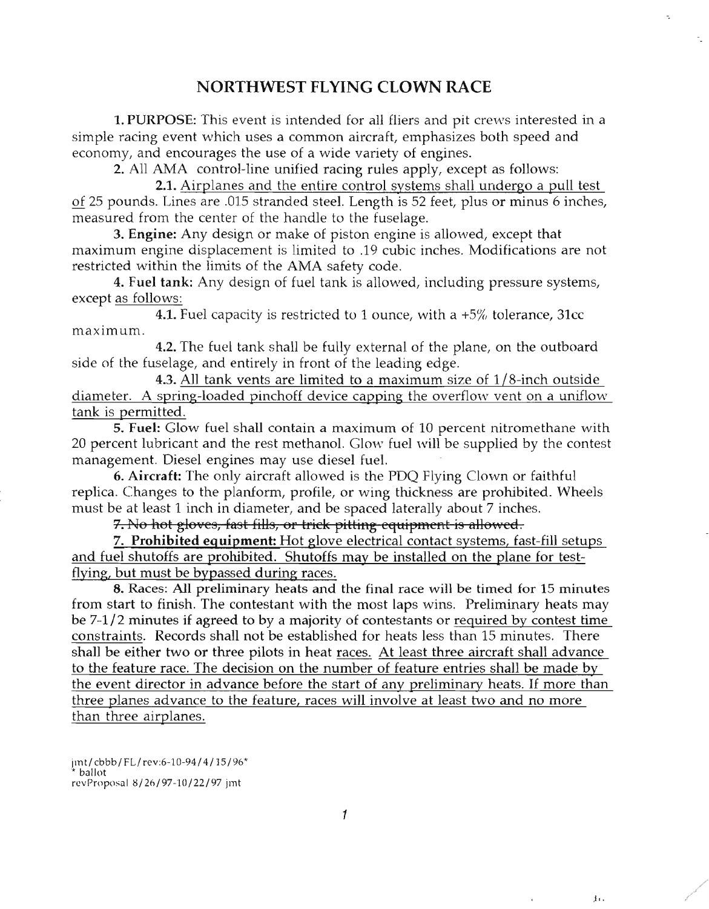# NORTHWEST FLYING CLOWN RACE

**1. PURPOSE:** This event is intended for all fliers and pit crews interested in a simple racing event which uses a common aircraft, emphasizes both speed and economy, and encourages the use of a wide variety of engines.

**2.** All AMA control-line unified racing rules apply, except as follows:

**2.1.** Airplanes and the entire control systems shall undergo a pull test of 25 pounds. Lines are .015 stranded steel. Length is 52 feet, plus or minus 6 inches, measured from the center of the handle to the fuselage.

**3. Engine:** Any design or make of piston engine is allowed, except that maximum engine displacement is limited to .19 cubic inches. Modifications are not restricted within the limits of the AMA safety code.

**4. Fuel tank:** Any design of fuel tank is allowed, including pressure systems, except as follows:

**4.1.** Fuel capacity is restricted to 1 ounce, with a +5% tolerance, 31cc maximum.

**4.2.** The fuel tank shall be fully external of the plane, on the outboard side of the fuselage, and entirely in front of the leading edge.

**4.3.** All tank vents are limited to a maximum size of 1/8-inch outside diameter. A spring-loaded pinchoff device capping the overflow vent on a uniflow tank is permitted.

**5. Fuel:** Glow fuel shall contain a maximum of 10 percent nitromethane with 20 percent lubricant and the rest methanol. Glow fuel will be supplied by the contest management. Diesel engines may use diesel fuel.

**6. Aircraft:** The only aircraft allowed is the PDQ Flying Clown or faithful replica. Changes to the planform, profile, or wing thickness are prohibited. Wheels must be at least 1 inch in diameter, and be spaced laterally about 7 inches.

~~7. No hot gloves, fast fills, or trick pitting equipment is allowed.~~

**7. Prohibited equipment:** Hot glove electrical contact systems, fast-fill setups and fuel shutoffs are prohibited. Shutoffs may be installed on the plane for test-flying, but must be bypassed during races.

**8. Races:** All preliminary heats and the final race will be timed for 15 minutes from start to finish. The contestant with the most laps wins. Preliminary heats may be 7-1/2 minutes if agreed to by a majority of contestants or required by contest time constraints. Records shall not be established for heats less than 15 minutes. There shall be either two or three pilots in heat races. At least three aircraft shall advance to the feature race. The decision on the number of feature entries shall be made by the event director in advance before the start of any preliminary heats. If more than three planes advance to the feature, races will involve at least two and no more than three airplanes.

jmt/cbbb/FL/rev:6-10-94/4/15/96*
\* ballot
revProposal 8/26/97-10/22/97 jmt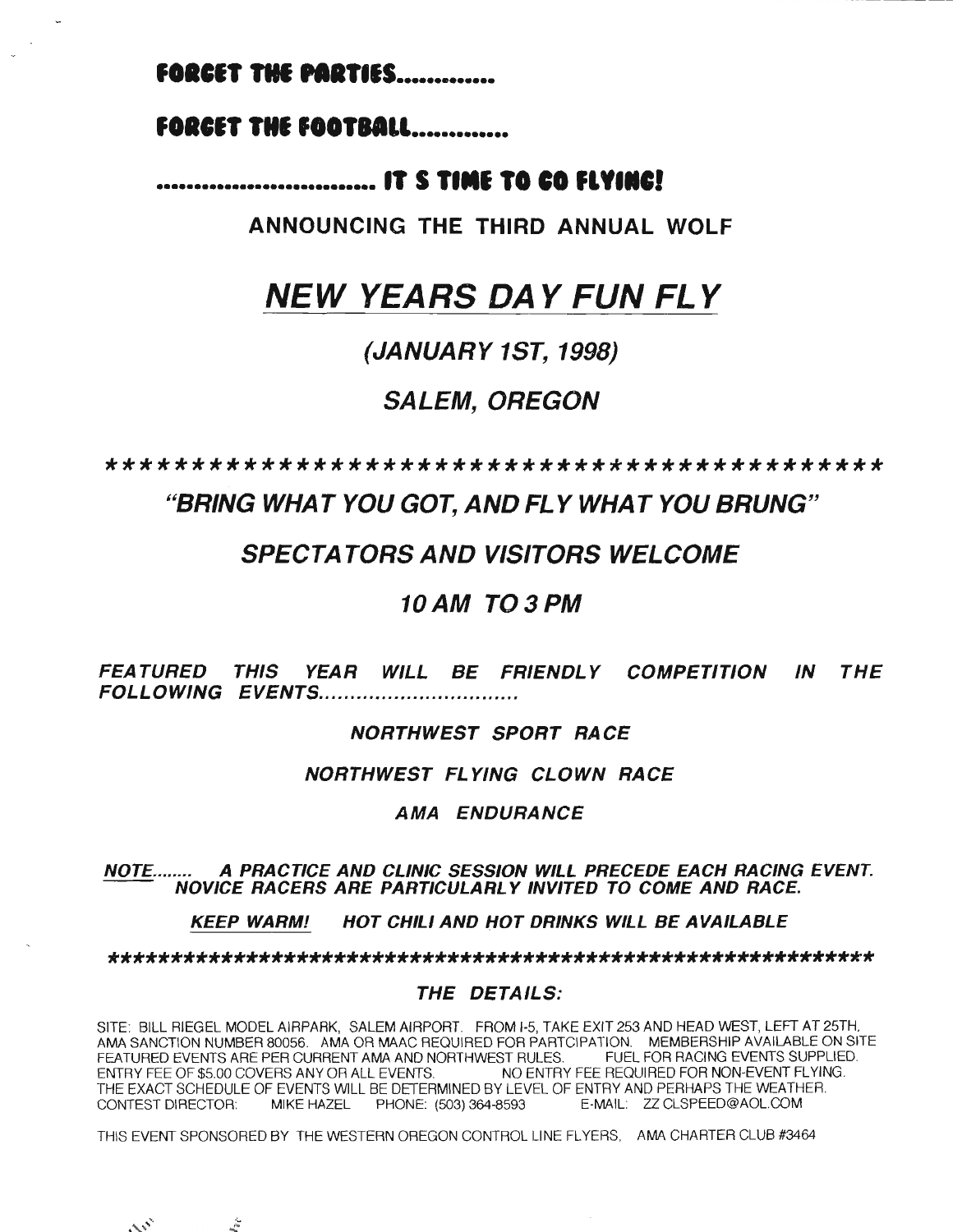**FORGET THE PARTIES.............**

**FORGET THE FOOTBALL.............**

**................................ IT S TIME TO GO FLYING!**

**ANNOUNCING THE THIRD ANNUAL WOLF**

# *NEW YEARS DAY FUN FLY*

## *(JANUARY 1ST, 1998)*

## *SALEM, OREGON*

*********************************************

## *"BRING WHAT YOU GOT, AND FLY WHAT YOU BRUNG"*

### *SPECTATORS AND VISITORS WELCOME*

### *10 AM TO 3 PM*

***FEATURED THIS YEAR WILL BE FRIENDLY COMPETITION IN THE FOLLOWING EVENTS..............................***

***NORTHWEST SPORT RACE***

***NORTHWEST FLYING CLOWN RACE***

***AMA ENDURANCE***

***NOTE........ A PRACTICE AND CLINIC SESSION WILL PRECEDE EACH RACING EVENT. NOVICE RACERS ARE PARTICULARLY INVITED TO COME AND RACE.***

***KEEP WARM!** **HOT CHILI AND HOT DRINKS WILL BE AVAILABLE***

**************************************************************

***THE DETAILS:***

SITE: BILL RIEGEL MODEL AIRPARK, SALEM AIRPORT. FROM I-5, TAKE EXIT 253 AND HEAD WEST, LEFT AT 25TH. AMA SANCTION NUMBER 80056. AMA OR MAAC REQUIRED FOR PARTCIPATION. MEMBERSHIP AVAILABLE ON SITE. FEATURED EVENTS ARE PER CURRENT AMA AND NORTHWEST RULES. FUEL FOR RACING EVENTS SUPPLIED. ENTRY FEE OF $5.00 COVERS ANY OR ALL EVENTS. NO ENTRY FEE REQUIRED FOR NON-EVENT FLYING. THE EXACT SCHEDULE OF EVENTS WILL BE DETERMINED BY LEVEL OF ENTRY AND PERHAPS THE WEATHER. CONTEST DIRECTOR: MIKE HAZEL PHONE: (503) 364-8593 E-MAIL: ZZ CLSPEED@AOL.COM

THIS EVENT SPONSORED BY THE WESTERN OREGON CONTROL LINE FLYERS, AMA CHARTER CLUB #3464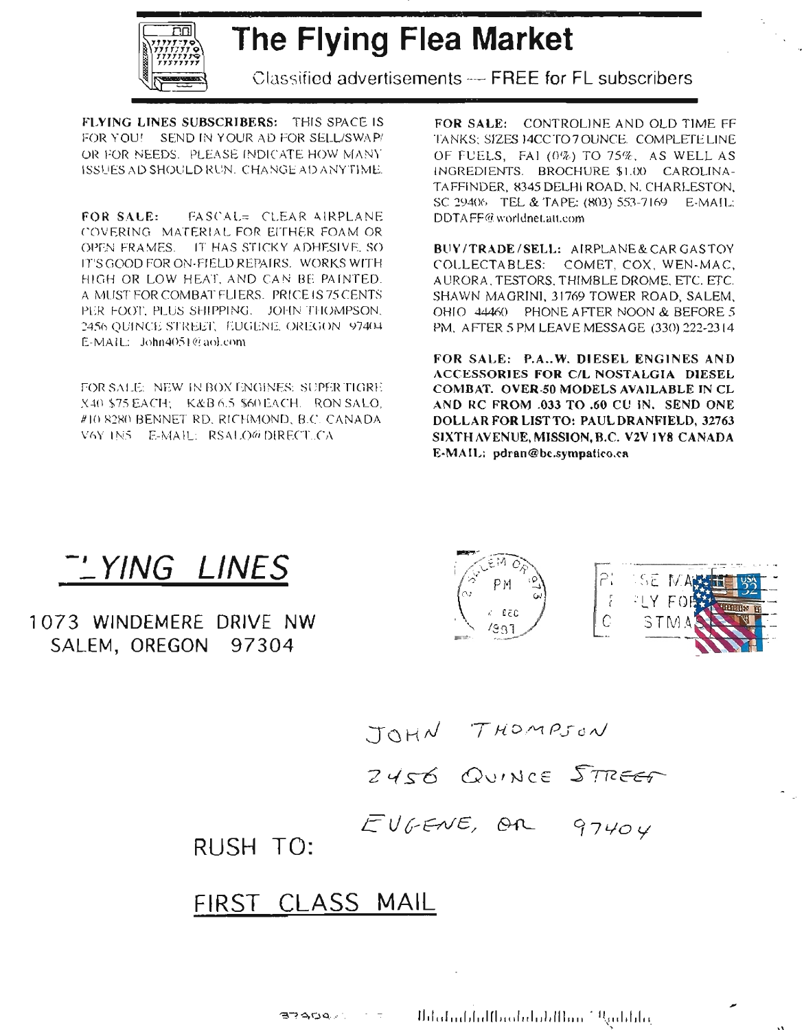# The Flying Flea Market

Classified advertisements — FREE for FL subscribers

**FLYING LINES SUBSCRIBERS:** THIS SPACE IS FOR YOU! SEND IN YOUR AD FOR SELL/SWAP/ OR FOR NEEDS. PLEASE INDICATE HOW MANY ISSUES AD SHOULD RUN. CHANGE AD ANYTIME.

**FOR SALE:** FASCAL= CLEAR AIRPLANE COVERING MATERIAL FOR EITHER FOAM OR OPEN FRAMES. IT HAS STICKY ADHESIVE, SO IT'S GOOD FOR ON-FIELD REPAIRS. WORKS WITH HIGH OR LOW HEAT, AND CAN BE PAINTED. A MUST FOR COMBAT FLIERS. PRICE IS 75 CENTS PER FOOT, PLUS SHIPPING. JOHN THOMPSON, 2456 QUINCE STREET, EUGENE, OREGON 97404 E-MAIL: John4051@aol.com

FOR SALE: NEW IN BOX ENGINES: SUPER TIGRE X40 $75 EACH; K&B 6.5 $60 EACH. RON SALO, #10 8280 BENNET RD, RICHMOND, B.C. CANADA V6Y 1N5 E-MAIL: RSALO@DIRECT.CA

**FOR SALE:** CONTROLINE AND OLD TIME FF TANKS; SIZES 14CC TO 7 OUNCE. COMPLETE LINE OF FUELS, FAI (0%) TO 75%, AS WELL AS INGREDIENTS. BROCHURE $1.00 CAROLINA-TAFFINDER, 8345 DELHI ROAD, N. CHARLESTON, SC 29406 TEL & TAPE: (803) 553-7169 E-MAIL: DDTAFF@worldnet.att.com

**BUY/TRADE/SELL:** AIRPLANE & CAR GAS TOY COLLECTABLES: COMET, COX, WEN-MAC, AURORA, TESTORS, THIMBLE DROME, ETC. ETC. SHAWN MAGRINI, 31769 TOWER ROAD, SALEM, OHIO 44460 PHONE AFTER NOON & BEFORE 5 PM. AFTER 5 PM LEAVE MESSAGE (330) 222-2314

**FOR SALE: P.A..W. DIESEL ENGINES AND ACCESSORIES FOR C/L NOSTALGIA DIESEL COMBAT. OVER 50 MODELS AVAILABLE IN CL AND RC FROM .033 TO .60 CU IN. SEND ONE DOLLAR FOR LIST TO: PAUL DRANFIELD, 32763 SIXTH AVENUE, MISSION, B.C. V2V 1Y8 CANADA E-MAIL: pdran@bc.sympatico.ca**

FLYING LINES

1073 WINDEMERE DRIVE NW
SALEM, OREGON 97304

SALEM OR 973
PM
DEC
1997

PLEASE MAIL EARLY FOR CHRISTMAS

USA 32

JOHN THOMPSON
2456 QUINCE STREET
EUGENE, OR 97404

RUSH TO:

FIRST CLASS MAIL